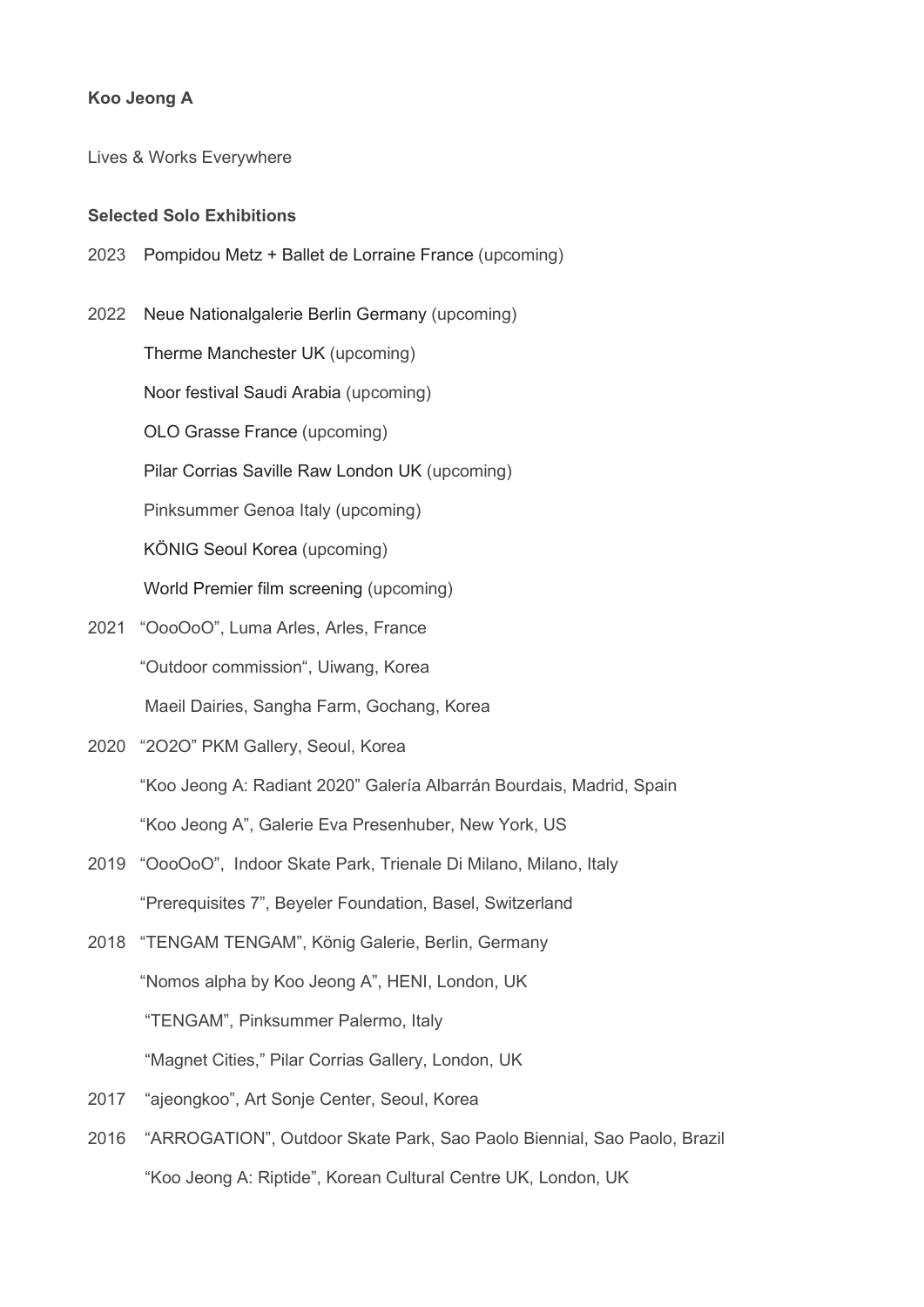**Koo Jeong A**

Lives & Works Everywhere

**Selected Solo Exhibitions**

2023 Pompidou Metz + Ballet de Lorraine France (upcoming)

2022 Neue Nationalgalerie Berlin Germany (upcoming)

Therme Manchester UK (upcoming)

Noor festival Saudi Arabia (upcoming)

OLO Grasse France (upcoming)

Pilar Corrias Saville Raw London UK (upcoming)

Pinksummer Genoa Italy (upcoming)

KÖNIG Seoul Korea (upcoming)

World Premier film screening (upcoming)

2021 "OooOoO", Luma Arles, Arles, France

"Outdoor commission", Uiwang, Korea

Maeil Dairies, Sangha Farm, Gochang, Korea

2020 "2O2O" PKM Gallery, Seoul, Korea

"Koo Jeong A: Radiant 2020" Galería Albarrán Bourdais, Madrid, Spain

"Koo Jeong A", Galerie Eva Presenhuber, New York, US

2019 "OooOoO", Indoor Skate Park, Trienale Di Milano, Milano, Italy

"Prerequisites 7", Beyeler Foundation, Basel, Switzerland

2018 "TENGAM TENGAM", König Galerie, Berlin, Germany

"Nomos alpha by Koo Jeong A", HENI, London, UK

"TENGAM", Pinksummer Palermo, Italy

"Magnet Cities," Pilar Corrias Gallery, London, UK

2017 "ajeongkoo", Art Sonje Center, Seoul, Korea

2016 "ARROGATION", Outdoor Skate Park, Sao Paolo Biennial, Sao Paolo, Brazil

"Koo Jeong A: Riptide", Korean Cultural Centre UK, London, UK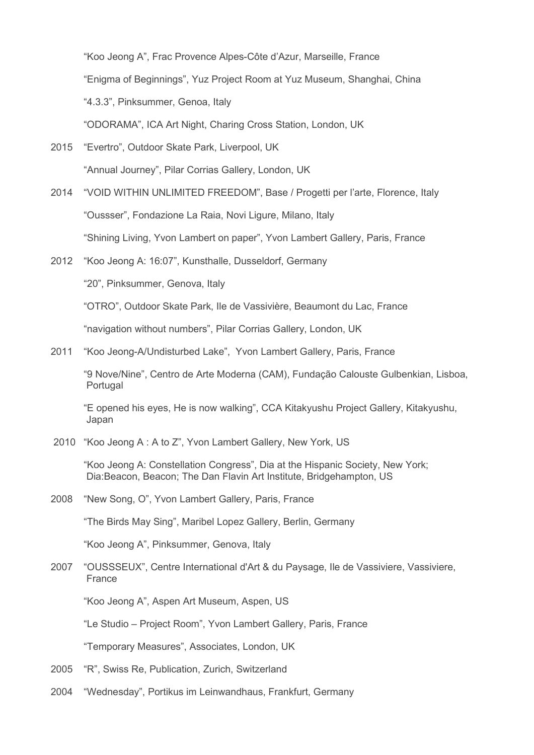"Koo Jeong A", Frac Provence Alpes-Côte d'Azur, Marseille, France

"Enigma of Beginnings", Yuz Project Room at Yuz Museum, Shanghai, China

"4.3.3", Pinksummer, Genoa, Italy

"ODORAMA", ICA Art Night, Charing Cross Station, London, UK

2015 "Evertro", Outdoor Skate Park, Liverpool, UK

"Annual Journey", Pilar Corrias Gallery, London, UK

2014 "VOID WITHIN UNLIMITED FREEDOM", Base / Progetti per l'arte, Florence, Italy

"Oussser", Fondazione La Raia, Novi Ligure, Milano, Italy

"Shining Living, Yvon Lambert on paper", Yvon Lambert Gallery, Paris, France

2012 "Koo Jeong A: 16:07", Kunsthalle, Dusseldorf, Germany

"20", Pinksummer, Genova, Italy

"OTRO", Outdoor Skate Park, Ile de Vassivière, Beaumont du Lac, France

"navigation without numbers", Pilar Corrias Gallery, London, UK

2011 "Koo Jeong-A/Undisturbed Lake", Yvon Lambert Gallery, Paris, France

"9 Nove/Nine", Centro de Arte Moderna (CAM), Fundação Calouste Gulbenkian, Lisboa, Portugal

"E opened his eyes, He is now walking", CCA Kitakyushu Project Gallery, Kitakyushu, Japan

2010 "Koo Jeong A : A to Z", Yvon Lambert Gallery, New York, US

"Koo Jeong A: Constellation Congress", Dia at the Hispanic Society, New York; Dia:Beacon, Beacon; The Dan Flavin Art Institute, Bridgehampton, US

2008 "New Song, O", Yvon Lambert Gallery, Paris, France

"The Birds May Sing", Maribel Lopez Gallery, Berlin, Germany

"Koo Jeong A", Pinksummer, Genova, Italy

2007 "OUSSSEUX", Centre International d'Art & du Paysage, Ile de Vassiviere, Vassiviere, France

"Koo Jeong A", Aspen Art Museum, Aspen, US

"Le Studio – Project Room", Yvon Lambert Gallery, Paris, France

"Temporary Measures", Associates, London, UK

2005 "R", Swiss Re, Publication, Zurich, Switzerland

2004 "Wednesday", Portikus im Leinwandhaus, Frankfurt, Germany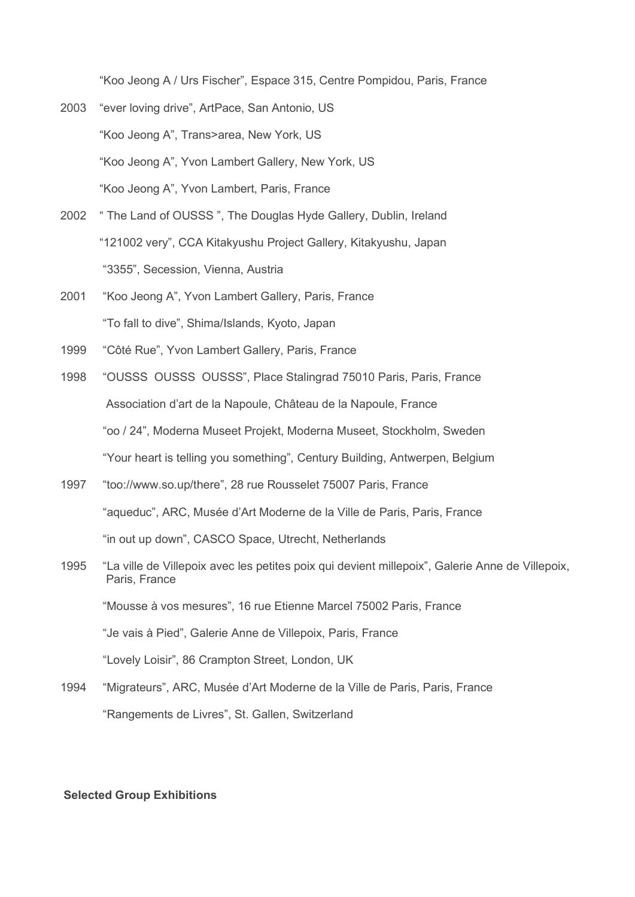"Koo Jeong A / Urs Fischer", Espace 315, Centre Pompidou, Paris, France

2003 "ever loving drive", ArtPace, San Antonio, US

"Koo Jeong A", Trans>area, New York, US

"Koo Jeong A", Yvon Lambert Gallery, New York, US

"Koo Jeong A", Yvon Lambert, Paris, France

2002 " The Land of OUSSS ", The Douglas Hyde Gallery, Dublin, Ireland

"121002 very", CCA Kitakyushu Project Gallery, Kitakyushu, Japan

"3355", Secession, Vienna, Austria

2001 "Koo Jeong A", Yvon Lambert Gallery, Paris, France

"To fall to dive", Shima/Islands, Kyoto, Japan

1999 "Côté Rue", Yvon Lambert Gallery, Paris, France

1998 "OUSSS OUSSS OUSSS", Place Stalingrad 75010 Paris, Paris, France

Association d'art de la Napoule, Château de la Napoule, France

"oo / 24", Moderna Museet Projekt, Moderna Museet, Stockholm, Sweden

"Your heart is telling you something", Century Building, Antwerpen, Belgium

1997 "too://www.so.up/there", 28 rue Rousselet 75007 Paris, France

"aqueduc", ARC, Musée d'Art Moderne de la Ville de Paris, Paris, France

"in out up down", CASCO Space, Utrecht, Netherlands

1995 "La ville de Villepoix avec les petites poix qui devient millepoix", Galerie Anne de Villepoix, Paris, France

"Mousse à vos mesures", 16 rue Etienne Marcel 75002 Paris, France

"Je vais à Pied", Galerie Anne de Villepoix, Paris, France

"Lovely Loisir", 86 Crampton Street, London, UK

1994 "Migrateurs", ARC, Musée d'Art Moderne de la Ville de Paris, Paris, France

"Rangements de Livres", St. Gallen, Switzerland

**Selected Group Exhibitions**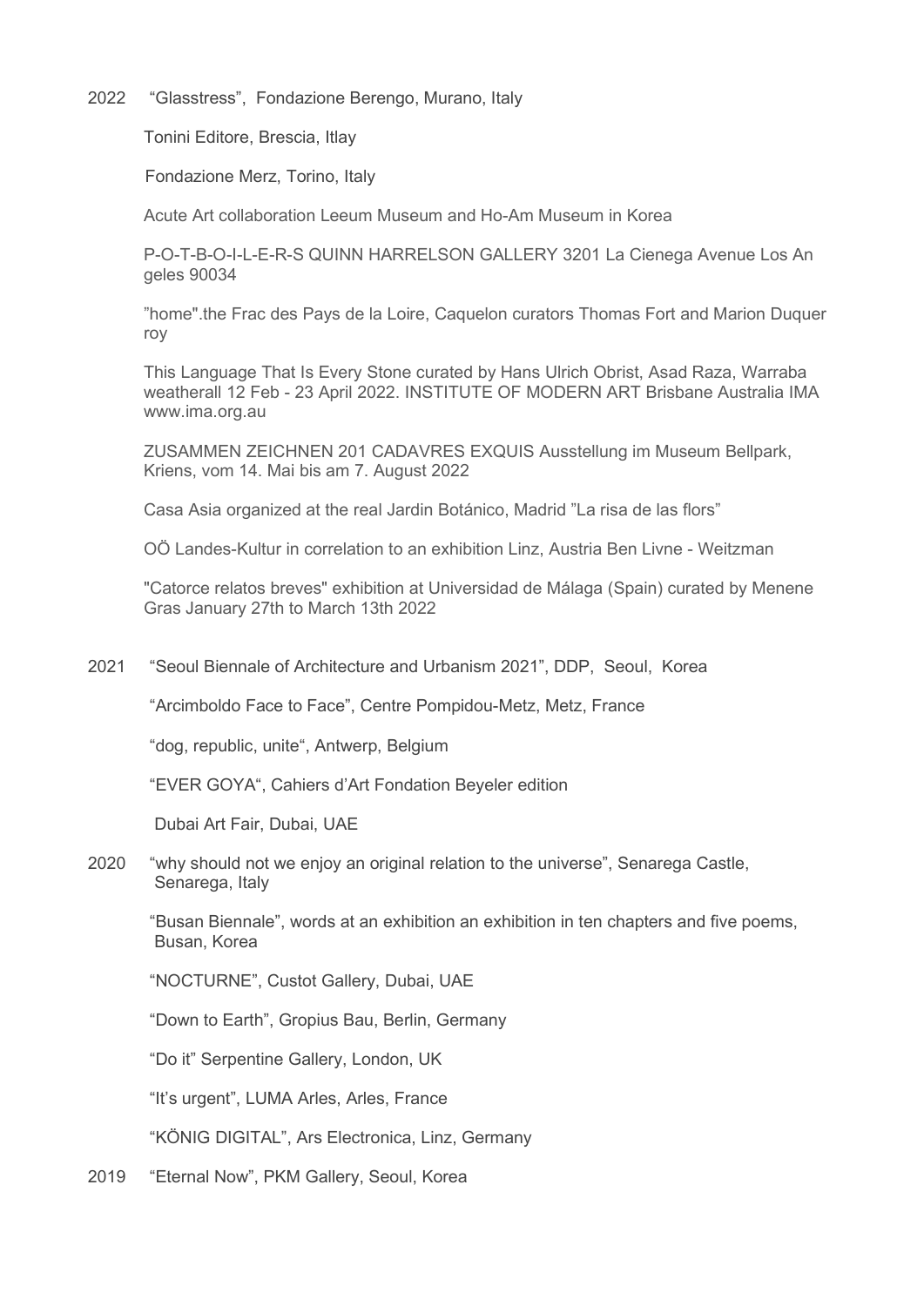2022 “Glasstress”, Fondazione Berengo, Murano, Italy

Tonini Editore, Brescia, Itlay

Fondazione Merz, Torino, Italy

Acute Art collaboration Leeum Museum and Ho-Am Museum in Korea

P-O-T-B-O-I-L-E-R-S QUINN HARRELSON GALLERY 3201 La Cienega Avenue Los An geles 90034

”home".the Frac des Pays de la Loire, Caquelon curators Thomas Fort and Marion Duquer roy

This Language That Is Every Stone curated by Hans Ulrich Obrist, Asad Raza, Warraba weatherall 12 Feb - 23 April 2022. INSTITUTE OF MODERN ART Brisbane Australia IMA www.ima.org.au

ZUSAMMEN ZEICHNEN 201 CADAVRES EXQUIS Ausstellung im Museum Bellpark, Kriens, vom 14. Mai bis am 7. August 2022

Casa Asia organized at the real Jardin Botánico, Madrid ”La risa de las flors”

OÖ Landes-Kultur in correlation to an exhibition Linz, Austria Ben Livne - Weitzman

"Catorce relatos breves" exhibition at Universidad de Málaga (Spain) curated by Menene Gras January 27th to March 13th 2022

2021 “Seoul Biennale of Architecture and Urbanism 2021”, DDP, Seoul, Korea

“Arcimboldo Face to Face”, Centre Pompidou-Metz, Metz, France

“dog, republic, unite“, Antwerp, Belgium

“EVER GOYA“, Cahiers d’Art Fondation Beyeler edition

Dubai Art Fair, Dubai, UAE

2020 “why should not we enjoy an original relation to the universe”, Senarega Castle, Senarega, Italy

“Busan Biennale”, words at an exhibition an exhibition in ten chapters and five poems, Busan, Korea

“NOCTURNE”, Custot Gallery, Dubai, UAE

“Down to Earth”, Gropius Bau, Berlin, Germany

“Do it” Serpentine Gallery, London, UK

“It’s urgent”, LUMA Arles, Arles, France

“KÖNIG DIGITAL”, Ars Electronica, Linz, Germany

2019 “Eternal Now”, PKM Gallery, Seoul, Korea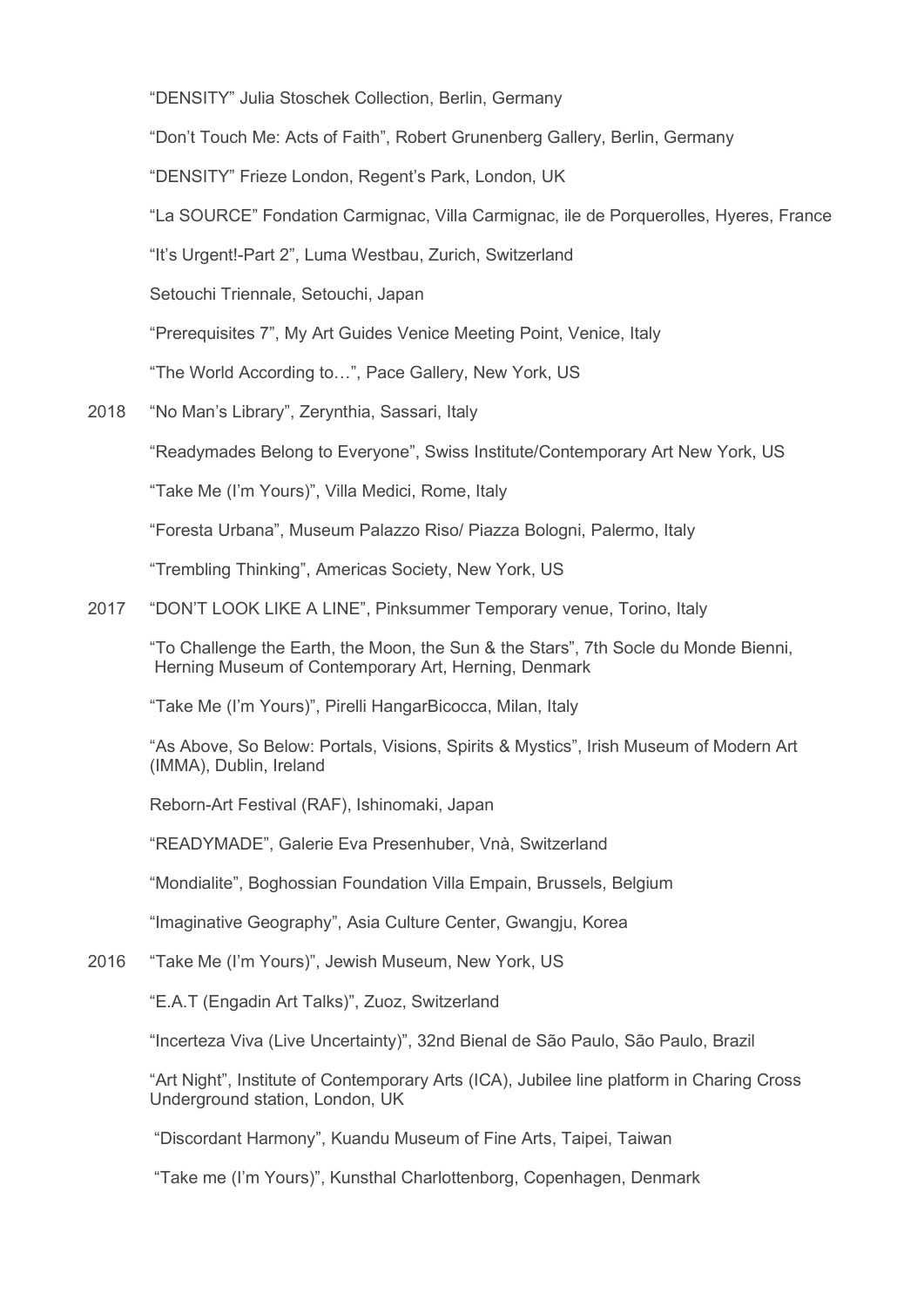"DENSITY" Julia Stoschek Collection, Berlin, Germany

"Don't Touch Me: Acts of Faith", Robert Grunenberg Gallery, Berlin, Germany

"DENSITY" Frieze London, Regent's Park, London, UK

"La SOURCE" Fondation Carmignac, Villa Carmignac, ile de Porquerolles, Hyeres, France

"It's Urgent!-Part 2", Luma Westbau, Zurich, Switzerland

Setouchi Triennale, Setouchi, Japan

"Prerequisites 7", My Art Guides Venice Meeting Point, Venice, Italy

"The World According to…", Pace Gallery, New York, US

2018 "No Man's Library", Zerynthia, Sassari, Italy

"Readymades Belong to Everyone", Swiss Institute/Contemporary Art New York, US

"Take Me (I'm Yours)", Villa Medici, Rome, Italy

"Foresta Urbana", Museum Palazzo Riso/ Piazza Bologni, Palermo, Italy

"Trembling Thinking", Americas Society, New York, US

2017 "DON'T LOOK LIKE A LINE", Pinksummer Temporary venue, Torino, Italy

"To Challenge the Earth, the Moon, the Sun & the Stars", 7th Socle du Monde Bienni, Herning Museum of Contemporary Art, Herning, Denmark

"Take Me (I'm Yours)", Pirelli HangarBicocca, Milan, Italy

"As Above, So Below: Portals, Visions, Spirits & Mystics", Irish Museum of Modern Art (IMMA), Dublin, Ireland

Reborn-Art Festival (RAF), Ishinomaki, Japan

"READYMADE", Galerie Eva Presenhuber, Vnà, Switzerland

"Mondialite", Boghossian Foundation Villa Empain, Brussels, Belgium

"Imaginative Geography", Asia Culture Center, Gwangju, Korea

2016 "Take Me (I'm Yours)", Jewish Museum, New York, US

"E.A.T (Engadin Art Talks)", Zuoz, Switzerland

"Incerteza Viva (Live Uncertainty)", 32nd Bienal de São Paulo, São Paulo, Brazil

"Art Night", Institute of Contemporary Arts (ICA), Jubilee line platform in Charing Cross Underground station, London, UK

"Discordant Harmony", Kuandu Museum of Fine Arts, Taipei, Taiwan

"Take me (I'm Yours)", Kunsthal Charlottenborg, Copenhagen, Denmark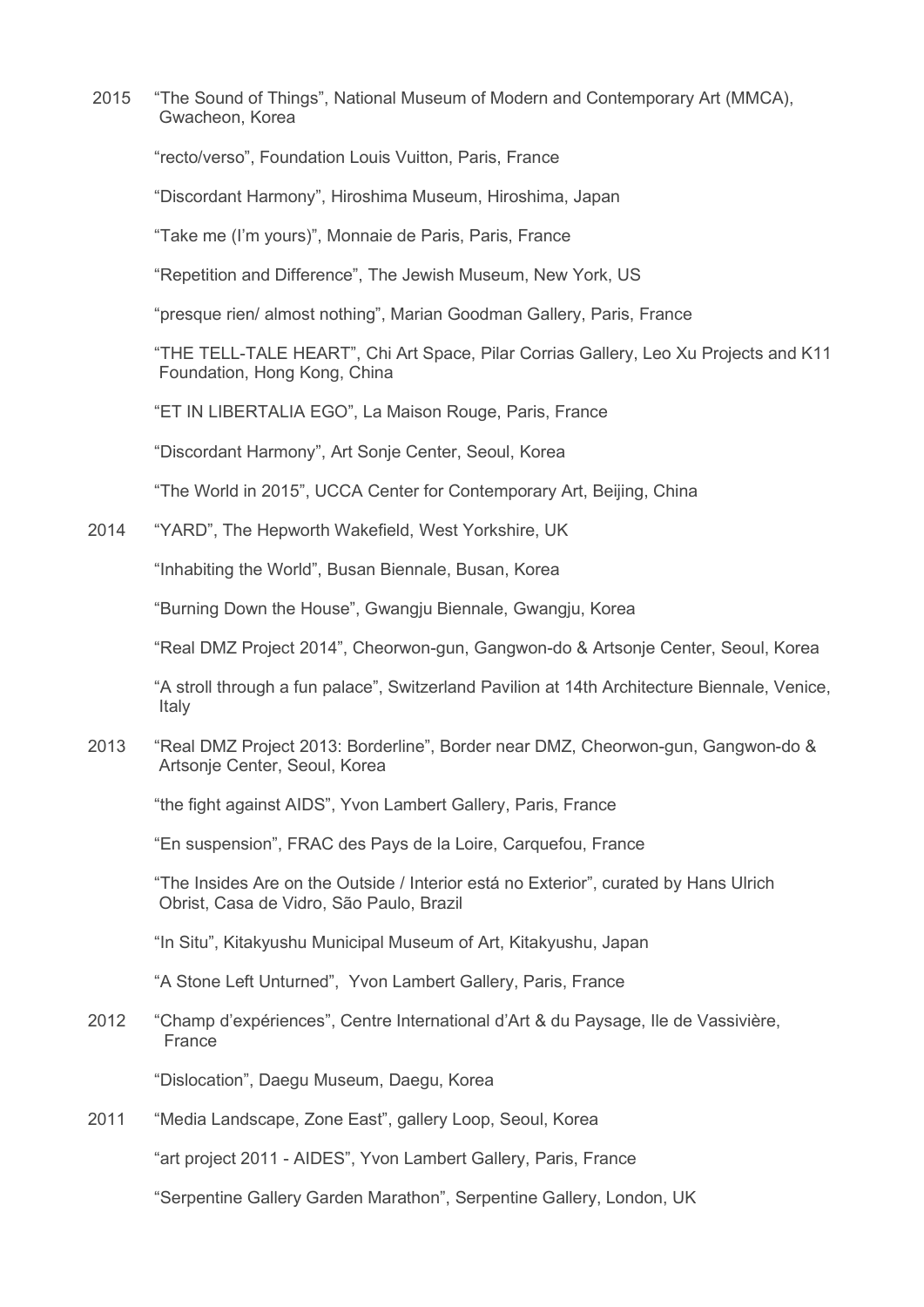2015 "The Sound of Things", National Museum of Modern and Contemporary Art (MMCA), Gwacheon, Korea

"recto/verso", Foundation Louis Vuitton, Paris, France

"Discordant Harmony", Hiroshima Museum, Hiroshima, Japan

"Take me (I'm yours)", Monnaie de Paris, Paris, France

"Repetition and Difference", The Jewish Museum, New York, US

"presque rien/ almost nothing", Marian Goodman Gallery, Paris, France

"THE TELL-TALE HEART", Chi Art Space, Pilar Corrias Gallery, Leo Xu Projects and K11 Foundation, Hong Kong, China

"ET IN LIBERTALIA EGO", La Maison Rouge, Paris, France

"Discordant Harmony", Art Sonje Center, Seoul, Korea

"The World in 2015", UCCA Center for Contemporary Art, Beijing, China

2014 "YARD", The Hepworth Wakefield, West Yorkshire, UK

"Inhabiting the World", Busan Biennale, Busan, Korea

"Burning Down the House", Gwangju Biennale, Gwangju, Korea

"Real DMZ Project 2014", Cheorwon-gun, Gangwon-do & Artsonje Center, Seoul, Korea

"A stroll through a fun palace", Switzerland Pavilion at 14th Architecture Biennale, Venice, Italy

2013 "Real DMZ Project 2013: Borderline", Border near DMZ, Cheorwon-gun, Gangwon-do & Artsonje Center, Seoul, Korea

"the fight against AIDS", Yvon Lambert Gallery, Paris, France

"En suspension", FRAC des Pays de la Loire, Carquefou, France

"The Insides Are on the Outside / Interior está no Exterior", curated by Hans Ulrich Obrist, Casa de Vidro, São Paulo, Brazil

"In Situ", Kitakyushu Municipal Museum of Art, Kitakyushu, Japan

"A Stone Left Unturned", Yvon Lambert Gallery, Paris, France

2012 "Champ d'expériences", Centre International d'Art & du Paysage, Ile de Vassivière, France

"Dislocation", Daegu Museum, Daegu, Korea

2011 "Media Landscape, Zone East", gallery Loop, Seoul, Korea

"art project 2011 - AIDES", Yvon Lambert Gallery, Paris, France

"Serpentine Gallery Garden Marathon", Serpentine Gallery, London, UK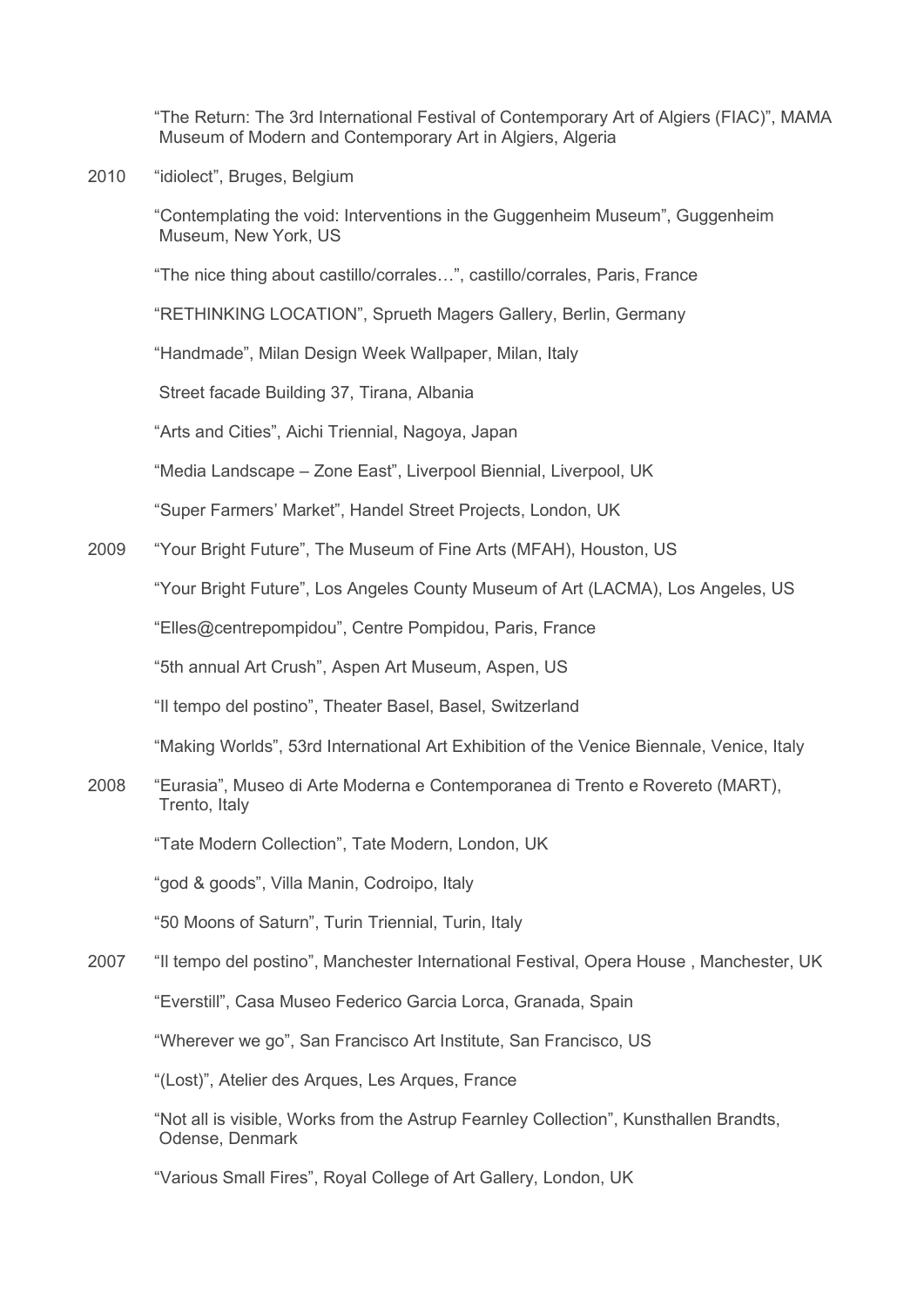"The Return: The 3rd International Festival of Contemporary Art of Algiers (FIAC)", MAMA Museum of Modern and Contemporary Art in Algiers, Algeria

2010 "idiolect", Bruges, Belgium

"Contemplating the void: Interventions in the Guggenheim Museum", Guggenheim Museum, New York, US

"The nice thing about castillo/corrales…", castillo/corrales, Paris, France

"RETHINKING LOCATION", Sprueth Magers Gallery, Berlin, Germany

"Handmade", Milan Design Week Wallpaper, Milan, Italy

Street facade Building 37, Tirana, Albania

"Arts and Cities", Aichi Triennial, Nagoya, Japan

"Media Landscape – Zone East", Liverpool Biennial, Liverpool, UK

"Super Farmers' Market", Handel Street Projects, London, UK

2009 "Your Bright Future", The Museum of Fine Arts (MFAH), Houston, US

"Your Bright Future", Los Angeles County Museum of Art (LACMA), Los Angeles, US

"Elles@centrepompidou", Centre Pompidou, Paris, France

"5th annual Art Crush", Aspen Art Museum, Aspen, US

"Il tempo del postino", Theater Basel, Basel, Switzerland

"Making Worlds", 53rd International Art Exhibition of the Venice Biennale, Venice, Italy

2008 "Eurasia", Museo di Arte Moderna e Contemporanea di Trento e Rovereto (MART), Trento, Italy

"Tate Modern Collection", Tate Modern, London, UK

"god & goods", Villa Manin, Codroipo, Italy

"50 Moons of Saturn", Turin Triennial, Turin, Italy

2007 "Il tempo del postino", Manchester International Festival, Opera House , Manchester, UK

"Everstill", Casa Museo Federico Garcia Lorca, Granada, Spain

"Wherever we go", San Francisco Art Institute, San Francisco, US

"(Lost)", Atelier des Arques, Les Arques, France

"Not all is visible, Works from the Astrup Fearnley Collection", Kunsthallen Brandts, Odense, Denmark

"Various Small Fires", Royal College of Art Gallery, London, UK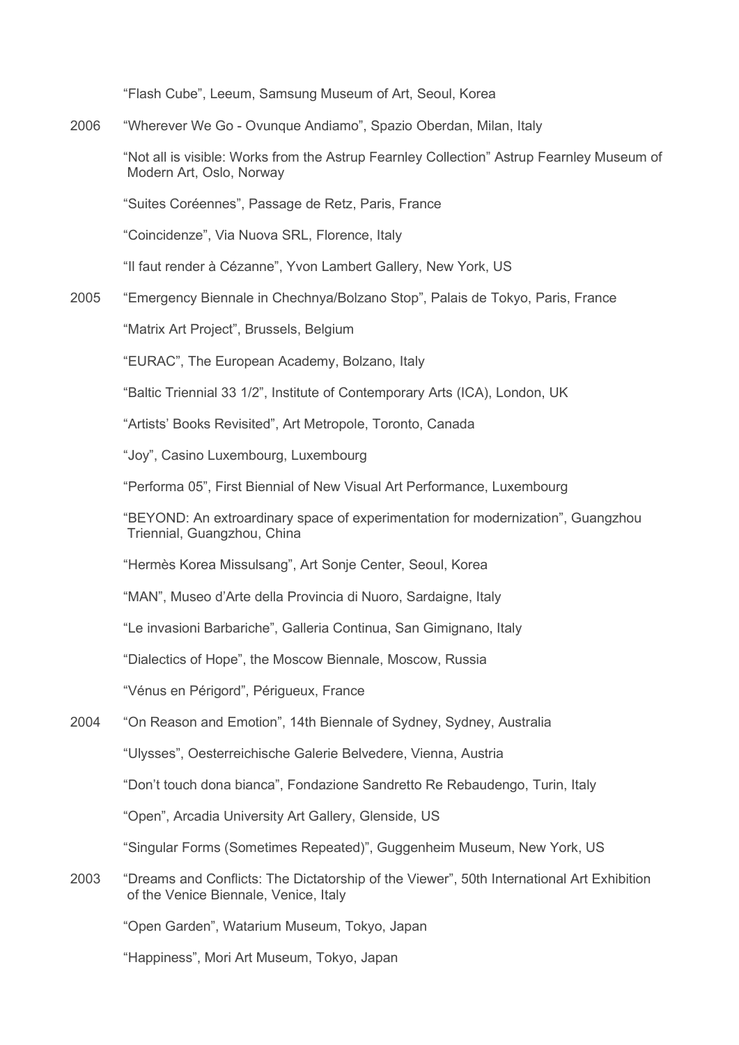"Flash Cube", Leeum, Samsung Museum of Art, Seoul, Korea

2006 "Wherever We Go - Ovunque Andiamo", Spazio Oberdan, Milan, Italy

"Not all is visible: Works from the Astrup Fearnley Collection" Astrup Fearnley Museum of Modern Art, Oslo, Norway

"Suites Coréennes", Passage de Retz, Paris, France

"Coincidenze", Via Nuova SRL, Florence, Italy

"Il faut render à Cézanne", Yvon Lambert Gallery, New York, US

2005 "Emergency Biennale in Chechnya/Bolzano Stop", Palais de Tokyo, Paris, France

"Matrix Art Project", Brussels, Belgium

"EURAC", The European Academy, Bolzano, Italy

"Baltic Triennial 33 1/2", Institute of Contemporary Arts (ICA), London, UK

"Artists' Books Revisited", Art Metropole, Toronto, Canada

"Joy", Casino Luxembourg, Luxembourg

"Performa 05", First Biennial of New Visual Art Performance, Luxembourg

"BEYOND: An extraordinary space of experimentation for modernization", Guangzhou Triennial, Guangzhou, China

"Hermès Korea Missulsang", Art Sonje Center, Seoul, Korea

"MAN", Museo d'Arte della Provincia di Nuoro, Sardaigne, Italy

"Le invasioni Barbariche", Galleria Continua, San Gimignano, Italy

"Dialectics of Hope", the Moscow Biennale, Moscow, Russia

"Vénus en Périgord", Périgueux, France

2004 "On Reason and Emotion", 14th Biennale of Sydney, Sydney, Australia

"Ulysses", Oesterreichische Galerie Belvedere, Vienna, Austria

"Don't touch dona bianca", Fondazione Sandretto Re Rebaudengo, Turin, Italy

"Open", Arcadia University Art Gallery, Glenside, US

"Singular Forms (Sometimes Repeated)", Guggenheim Museum, New York, US

2003 "Dreams and Conflicts: The Dictatorship of the Viewer", 50th International Art Exhibition of the Venice Biennale, Venice, Italy

"Open Garden", Watarium Museum, Tokyo, Japan

"Happiness", Mori Art Museum, Tokyo, Japan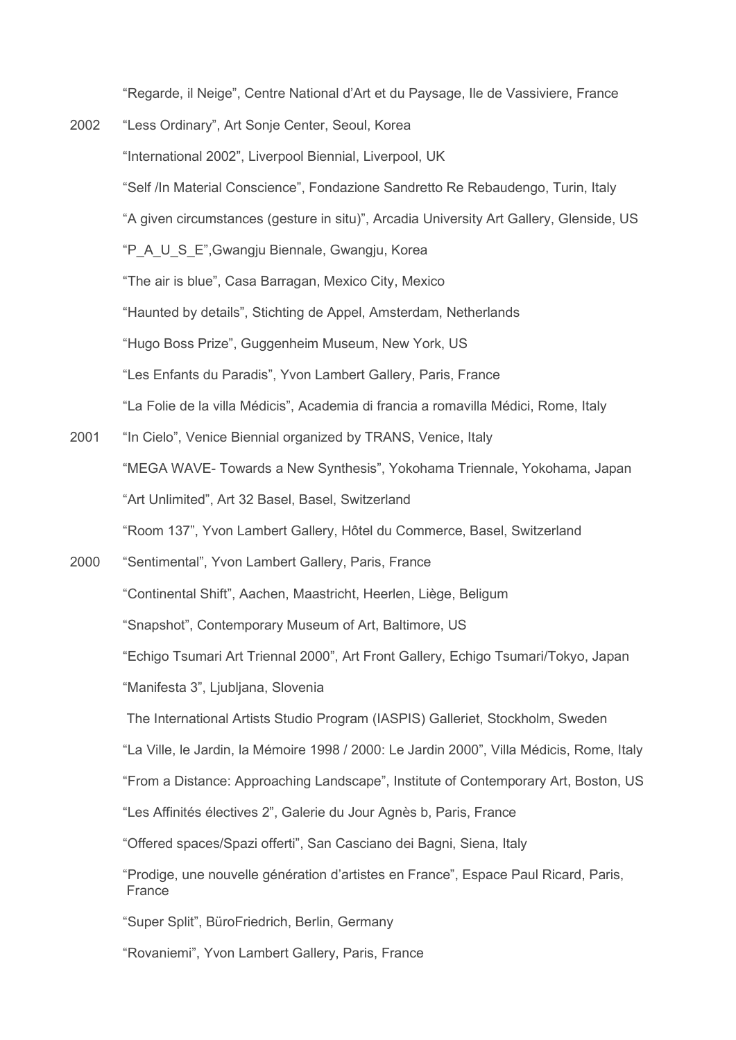"Regarde, il Neige", Centre National d'Art et du Paysage, Ile de Vassiviere, France

2002 "Less Ordinary", Art Sonje Center, Seoul, Korea

"International 2002", Liverpool Biennial, Liverpool, UK

"Self /In Material Conscience", Fondazione Sandretto Re Rebaudengo, Turin, Italy

"A given circumstances (gesture in situ)", Arcadia University Art Gallery, Glenside, US

"P_A_U_S_E",Gwangju Biennale, Gwangju, Korea

"The air is blue", Casa Barragan, Mexico City, Mexico

"Haunted by details", Stichting de Appel, Amsterdam, Netherlands

"Hugo Boss Prize", Guggenheim Museum, New York, US

"Les Enfants du Paradis", Yvon Lambert Gallery, Paris, France

"La Folie de la villa Médicis", Academia di francia a romavilla Médici, Rome, Italy

2001 "In Cielo", Venice Biennial organized by TRANS, Venice, Italy

"MEGA WAVE- Towards a New Synthesis", Yokohama Triennale, Yokohama, Japan

"Art Unlimited", Art 32 Basel, Basel, Switzerland

"Room 137", Yvon Lambert Gallery, Hôtel du Commerce, Basel, Switzerland

2000 "Sentimental", Yvon Lambert Gallery, Paris, France

"Continental Shift", Aachen, Maastricht, Heerlen, Liège, Beligum

"Snapshot", Contemporary Museum of Art, Baltimore, US

"Echigo Tsumari Art Triennal 2000", Art Front Gallery, Echigo Tsumari/Tokyo, Japan

"Manifesta 3", Ljubljana, Slovenia

The International Artists Studio Program (IASPIS) Galleriet, Stockholm, Sweden

"La Ville, le Jardin, la Mémoire 1998 / 2000: Le Jardin 2000", Villa Médicis, Rome, Italy

"From a Distance: Approaching Landscape", Institute of Contemporary Art, Boston, US

"Les Affinités électives 2", Galerie du Jour Agnès b, Paris, France

"Offered spaces/Spazi offerti", San Casciano dei Bagni, Siena, Italy

"Prodige, une nouvelle génération d'artistes en France", Espace Paul Ricard, Paris, France

"Super Split", BüroFriedrich, Berlin, Germany

"Rovaniemi", Yvon Lambert Gallery, Paris, France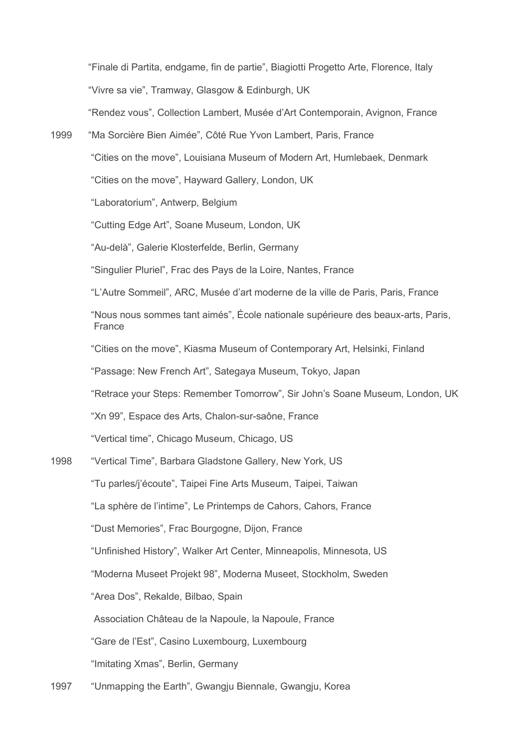"Finale di Partita, endgame, fin de partie", Biagiotti Progetto Arte, Florence, Italy

"Vivre sa vie", Tramway, Glasgow & Edinburgh, UK

"Rendez vous", Collection Lambert, Musée d'Art Contemporain, Avignon, France

1999 "Ma Sorcière Bien Aimée", Côté Rue Yvon Lambert, Paris, France

"Cities on the move", Louisiana Museum of Modern Art, Humlebaek, Denmark

"Cities on the move", Hayward Gallery, London, UK

"Laboratorium", Antwerp, Belgium

"Cutting Edge Art", Soane Museum, London, UK

"Au-delà", Galerie Klosterfelde, Berlin, Germany

"Singulier Pluriel", Frac des Pays de la Loire, Nantes, France

"L'Autre Sommeil", ARC, Musée d'art moderne de la ville de Paris, Paris, France

"Nous nous sommes tant aimés", École nationale supérieure des beaux-arts, Paris, France

"Cities on the move", Kiasma Museum of Contemporary Art, Helsinki, Finland

"Passage: New French Art", Sategaya Museum, Tokyo, Japan

"Retrace your Steps: Remember Tomorrow", Sir John's Soane Museum, London, UK

"Xn 99", Espace des Arts, Chalon-sur-saône, France

"Vertical time", Chicago Museum, Chicago, US

1998 "Vertical Time", Barbara Gladstone Gallery, New York, US

"Tu parles/j'écoute", Taipei Fine Arts Museum, Taipei, Taiwan

"La sphère de l'intime", Le Printemps de Cahors, Cahors, France

"Dust Memories", Frac Bourgogne, Dijon, France

"Unfinished History", Walker Art Center, Minneapolis, Minnesota, US

"Moderna Museet Projekt 98", Moderna Museet, Stockholm, Sweden

"Area Dos", Rekalde, Bilbao, Spain

Association Château de la Napoule, la Napoule, France

"Gare de l'Est", Casino Luxembourg, Luxembourg

"Imitating Xmas", Berlin, Germany

1997 "Unmapping the Earth", Gwangju Biennale, Gwangju, Korea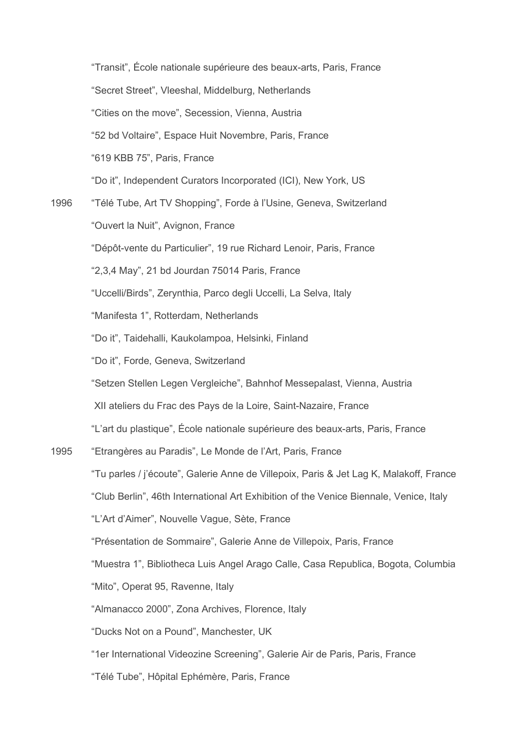"Transit", École nationale supérieure des beaux-arts, Paris, France

"Secret Street", Vleeshal, Middelburg, Netherlands

"Cities on the move", Secession, Vienna, Austria

"52 bd Voltaire", Espace Huit Novembre, Paris, France

"619 KBB 75", Paris, France

"Do it", Independent Curators Incorporated (ICI), New York, US

1996 "Télé Tube, Art TV Shopping", Forde à l'Usine, Geneva, Switzerland

"Ouvert la Nuit", Avignon, France

"Dépôt-vente du Particulier", 19 rue Richard Lenoir, Paris, France

"2,3,4 May", 21 bd Jourdan 75014 Paris, France

"Uccelli/Birds", Zerynthia, Parco degli Uccelli, La Selva, Italy

"Manifesta 1", Rotterdam, Netherlands

"Do it", Taidehalli, Kaukolampoa, Helsinki, Finland

"Do it", Forde, Geneva, Switzerland

"Setzen Stellen Legen Vergleiche", Bahnhof Messepalast, Vienna, Austria

XII ateliers du Frac des Pays de la Loire, Saint-Nazaire, France

"L'art du plastique", École nationale supérieure des beaux-arts, Paris, France

1995 "Etrangères au Paradis", Le Monde de l'Art, Paris, France

"Tu parles / j'écoute", Galerie Anne de Villepoix, Paris & Jet Lag K, Malakoff, France

"Club Berlin", 46th International Art Exhibition of the Venice Biennale, Venice, Italy

"L'Art d'Aimer", Nouvelle Vague, Sète, France

"Présentation de Sommaire", Galerie Anne de Villepoix, Paris, France

"Muestra 1", Bibliotheca Luis Angel Arago Calle, Casa Republica, Bogota, Columbia

"Mito", Operat 95, Ravenne, Italy

"Almanacco 2000", Zona Archives, Florence, Italy

"Ducks Not on a Pound", Manchester, UK

"1er International Videozine Screening", Galerie Air de Paris, Paris, France

"Télé Tube", Hôpital Ephémère, Paris, France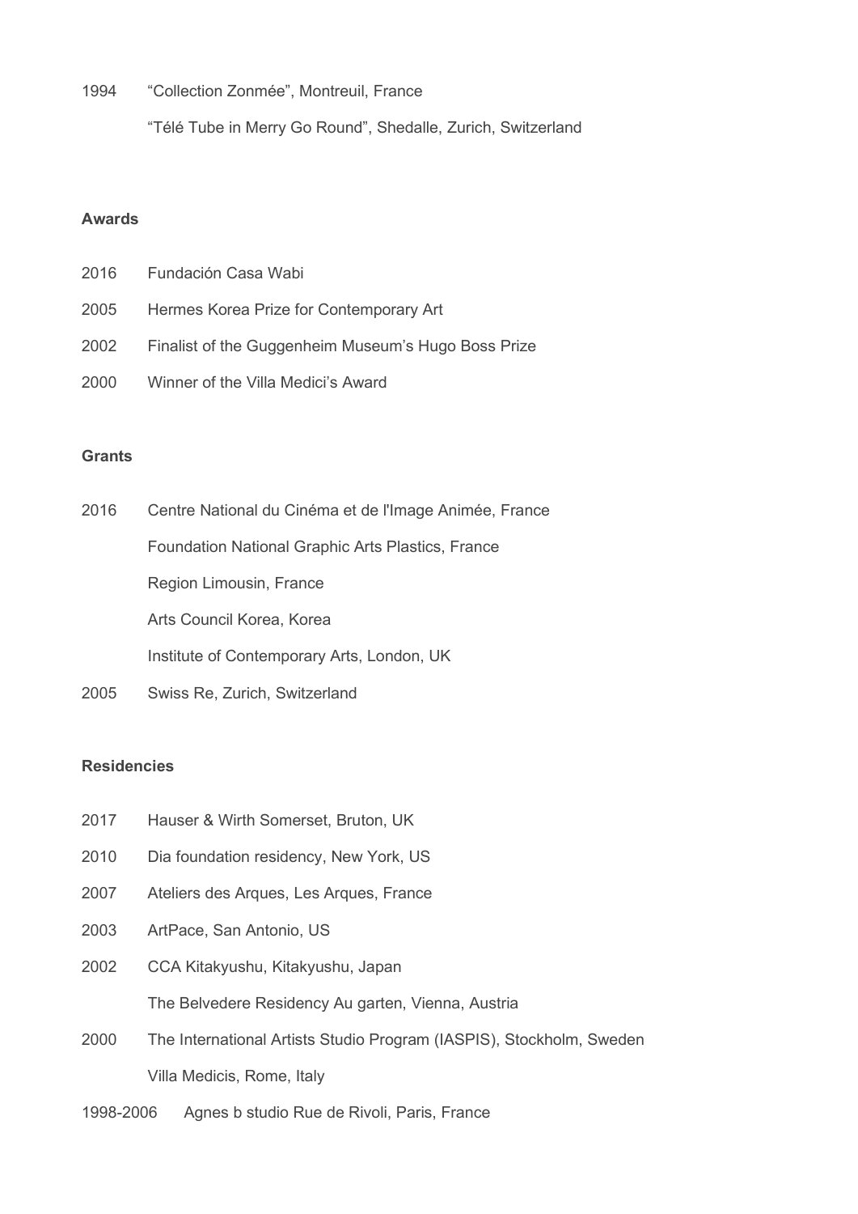1994 “Collection Zonmée”, Montreuil, France

“Télé Tube in Merry Go Round”, Shedalle, Zurich, Switzerland

**Awards**

2016 Fundación Casa Wabi

2005 Hermes Korea Prize for Contemporary Art

2002 Finalist of the Guggenheim Museum’s Hugo Boss Prize

2000 Winner of the Villa Medici’s Award

**Grants**

2016 Centre National du Cinéma et de l'Image Animée, France

Foundation National Graphic Arts Plastics, France

Region Limousin, France

Arts Council Korea, Korea

Institute of Contemporary Arts, London, UK

2005 Swiss Re, Zurich, Switzerland

**Residencies**

2017 Hauser & Wirth Somerset, Bruton, UK

2010 Dia foundation residency, New York, US

2007 Ateliers des Arques, Les Arques, France

2003 ArtPace, San Antonio, US

2002 CCA Kitakyushu, Kitakyushu, Japan

The Belvedere Residency Au garten, Vienna, Austria

2000 The International Artists Studio Program (IASPIS), Stockholm, Sweden

Villa Medicis, Rome, Italy

1998-2006 Agnes b studio Rue de Rivoli, Paris, France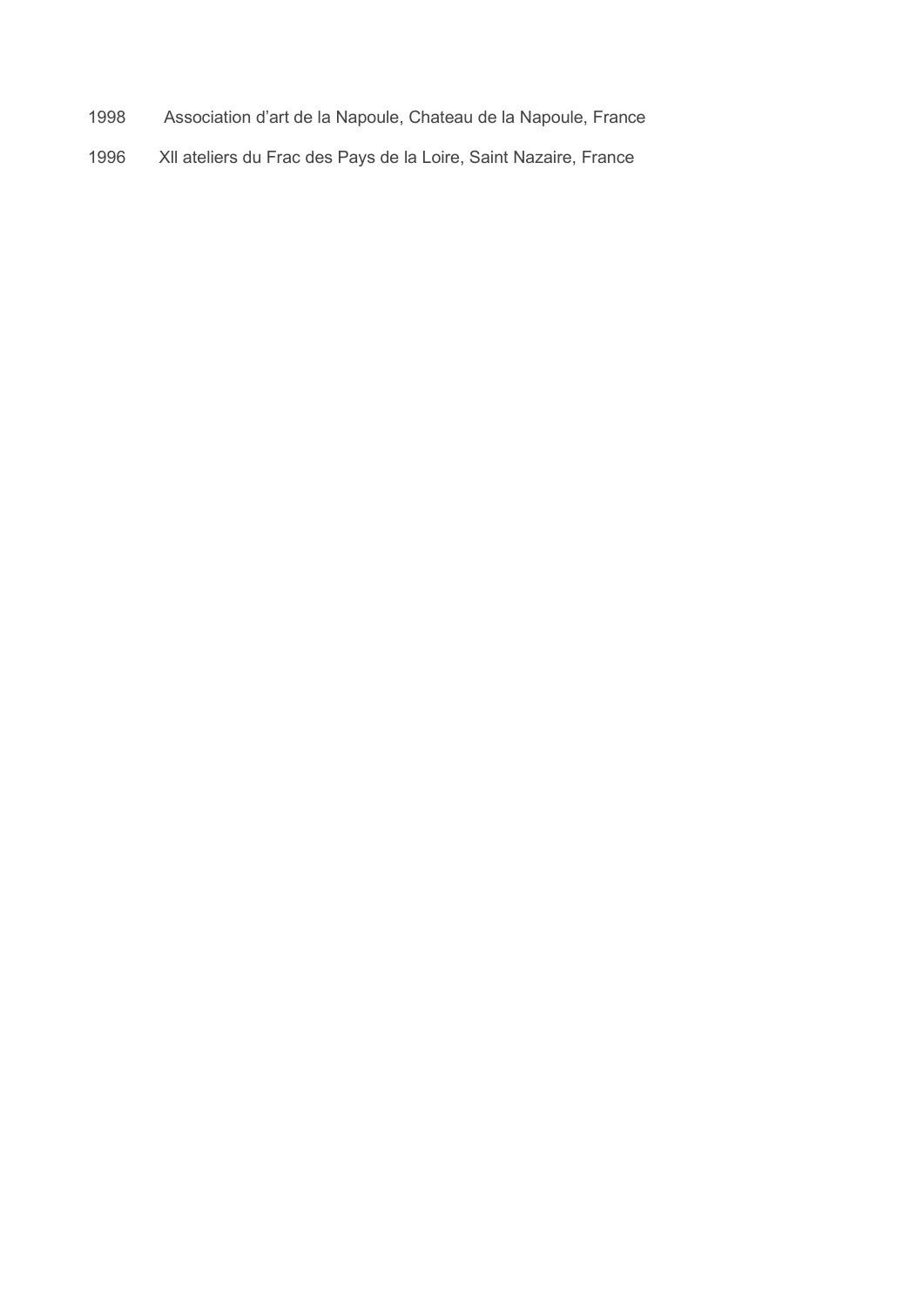1998 Association d'art de la Napoule, Chateau de la Napoule, France

1996 XII ateliers du Frac des Pays de la Loire, Saint Nazaire, France